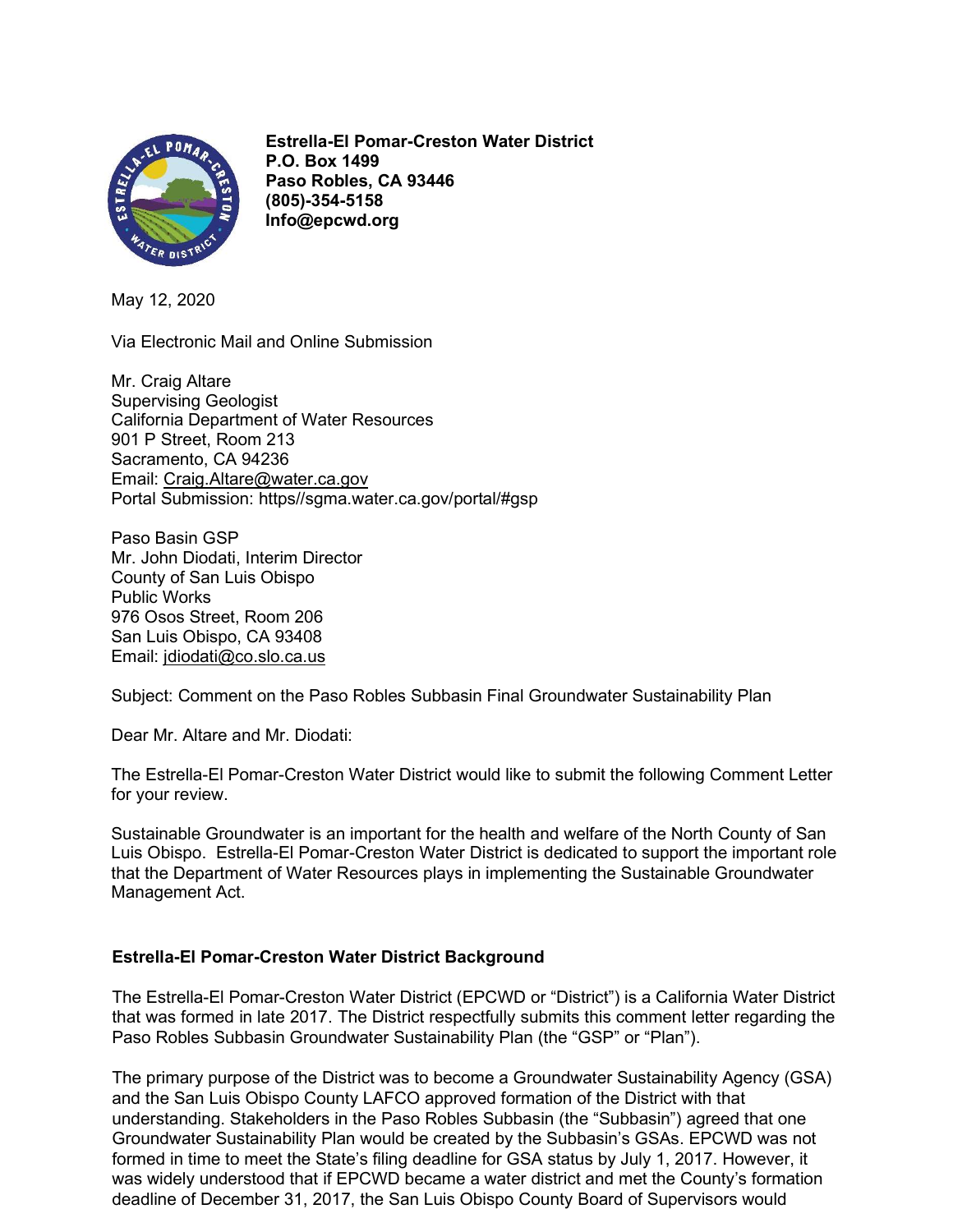**Estrella-El Pomar-Creston Water District**
**P.O. Box 1499**
**Paso Robles, CA 93446**
**(805)-354-5158**
**Info@epcwd.org**

May 12, 2020

Via Electronic Mail and Online Submission

Mr. Craig Altare
Supervising Geologist
California Department of Water Resources
901 P Street, Room 213
Sacramento, CA 94236
Email: Craig.Altare@water.ca.gov
Portal Submission: https//sgma.water.ca.gov/portal/#gsp

Paso Basin GSP
Mr. John Diodati, Interim Director
County of San Luis Obispo
Public Works
976 Osos Street, Room 206
San Luis Obispo, CA 93408
Email: jdiodati@co.slo.ca.us

Subject: Comment on the Paso Robles Subbasin Final Groundwater Sustainability Plan

Dear Mr. Altare and Mr. Diodati:

The Estrella-El Pomar-Creston Water District would like to submit the following Comment Letter for your review.

Sustainable Groundwater is an important for the health and welfare of the North County of San Luis Obispo. Estrella-El Pomar-Creston Water District is dedicated to support the important role that the Department of Water Resources plays in implementing the Sustainable Groundwater Management Act.

## Estrella-El Pomar-Creston Water District Background

The Estrella-El Pomar-Creston Water District (EPCWD or "District") is a California Water District that was formed in late 2017. The District respectfully submits this comment letter regarding the Paso Robles Subbasin Groundwater Sustainability Plan (the "GSP" or "Plan").

The primary purpose of the District was to become a Groundwater Sustainability Agency (GSA) and the San Luis Obispo County LAFCO approved formation of the District with that understanding. Stakeholders in the Paso Robles Subbasin (the "Subbasin") agreed that one Groundwater Sustainability Plan would be created by the Subbasin's GSAs. EPCWD was not formed in time to meet the State's filing deadline for GSA status by July 1, 2017. However, it was widely understood that if EPCWD became a water district and met the County's formation deadline of December 31, 2017, the San Luis Obispo County Board of Supervisors would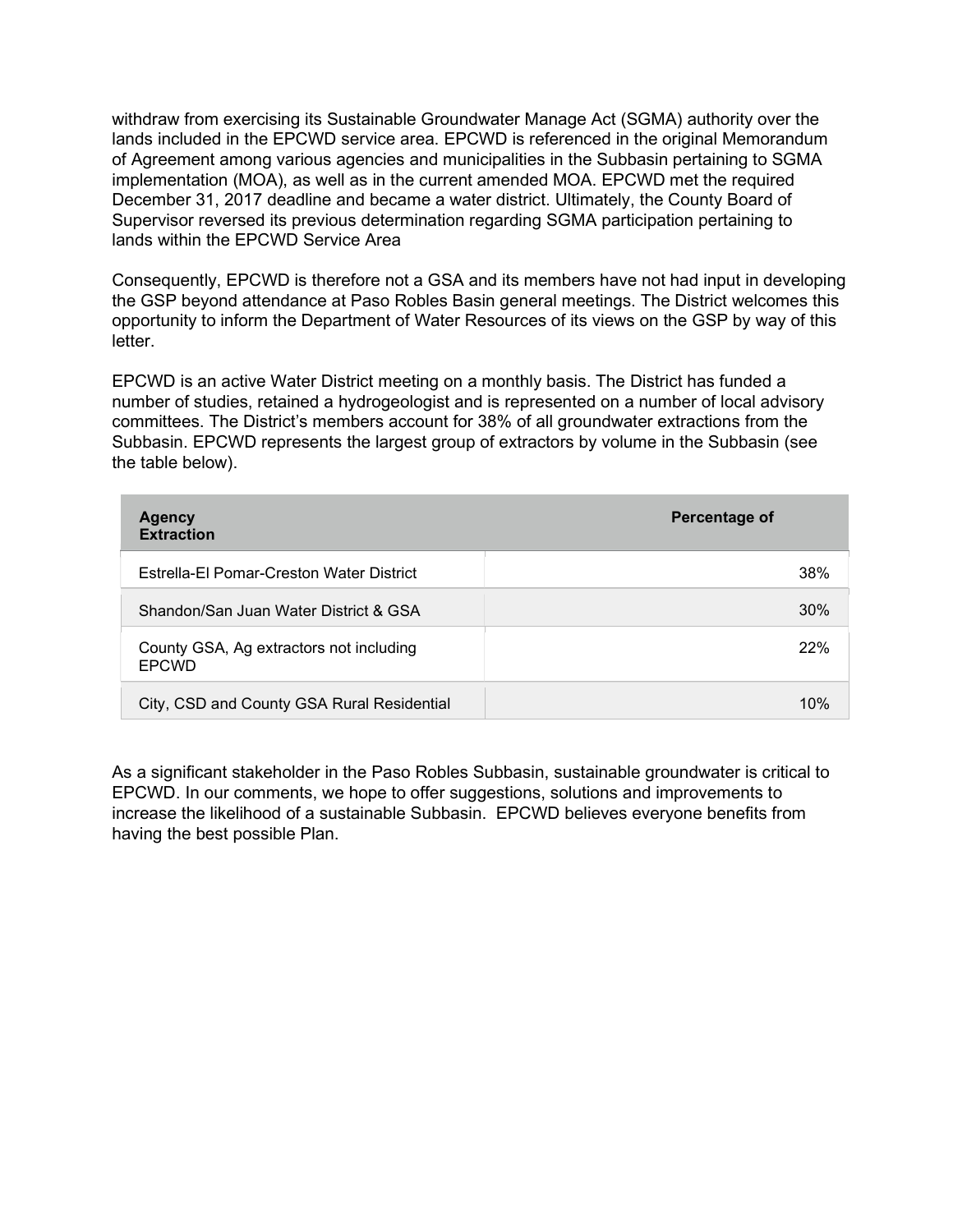withdraw from exercising its Sustainable Groundwater Manage Act (SGMA) authority over the lands included in the EPCWD service area. EPCWD is referenced in the original Memorandum of Agreement among various agencies and municipalities in the Subbasin pertaining to SGMA implementation (MOA), as well as in the current amended MOA. EPCWD met the required December 31, 2017 deadline and became a water district. Ultimately, the County Board of Supervisor reversed its previous determination regarding SGMA participation pertaining to lands within the EPCWD Service Area

Consequently, EPCWD is therefore not a GSA and its members have not had input in developing the GSP beyond attendance at Paso Robles Basin general meetings. The District welcomes this opportunity to inform the Department of Water Resources of its views on the GSP by way of this letter.

EPCWD is an active Water District meeting on a monthly basis. The District has funded a number of studies, retained a hydrogeologist and is represented on a number of local advisory committees. The District's members account for 38% of all groundwater extractions from the Subbasin. EPCWD represents the largest group of extractors by volume in the Subbasin (see the table below).

| Agency Extraction | Percentage of |
|---|---|
| Estrella-El Pomar-Creston Water District | 38% |
| Shandon/San Juan Water District & GSA | 30% |
| County GSA, Ag extractors not including EPCWD | 22% |
| City, CSD and County GSA Rural Residential | 10% |

As a significant stakeholder in the Paso Robles Subbasin, sustainable groundwater is critical to EPCWD. In our comments, we hope to offer suggestions, solutions and improvements to increase the likelihood of a sustainable Subbasin. EPCWD believes everyone benefits from having the best possible Plan.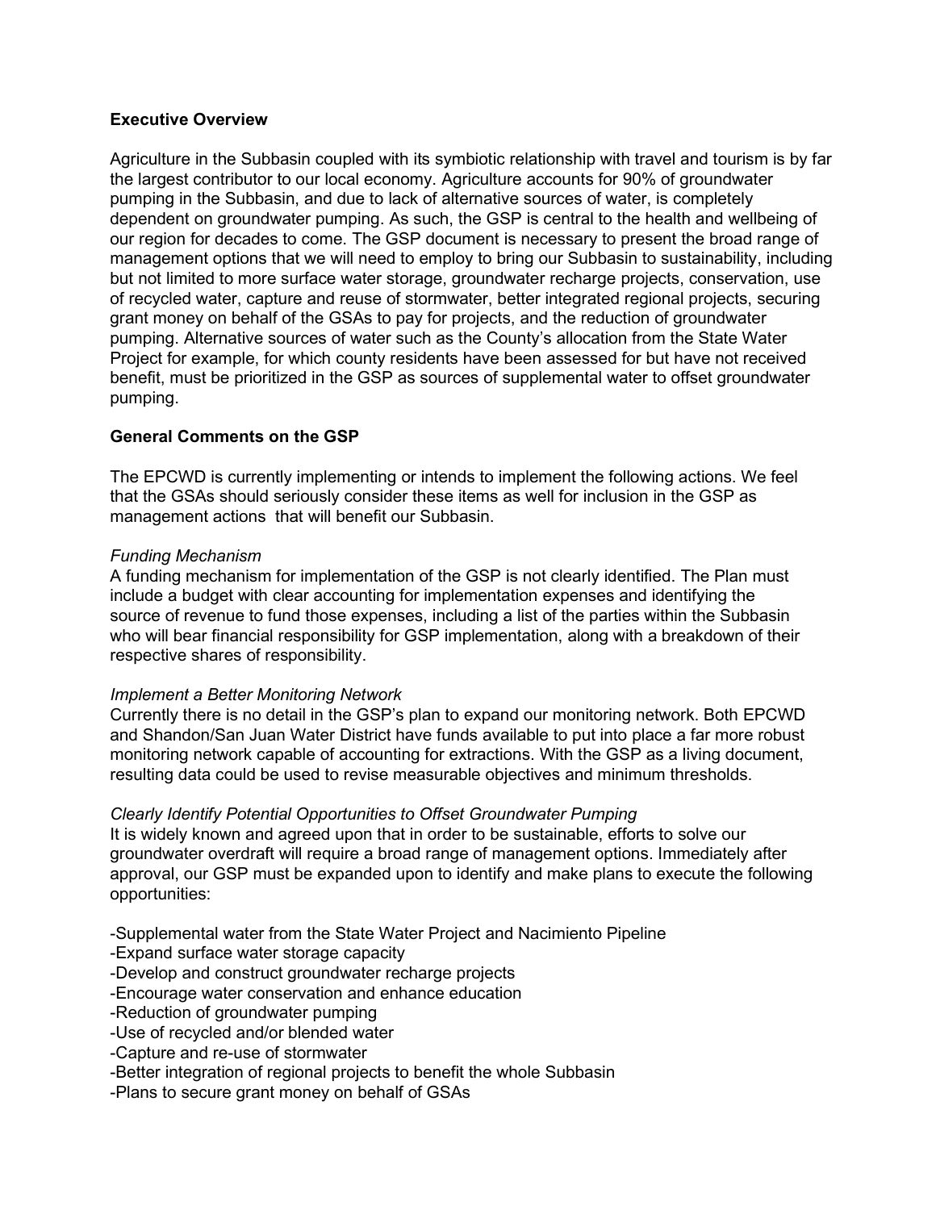**Executive Overview**

Agriculture in the Subbasin coupled with its symbiotic relationship with travel and tourism is by far the largest contributor to our local economy. Agriculture accounts for 90% of groundwater pumping in the Subbasin, and due to lack of alternative sources of water, is completely dependent on groundwater pumping. As such, the GSP is central to the health and wellbeing of our region for decades to come. The GSP document is necessary to present the broad range of management options that we will need to employ to bring our Subbasin to sustainability, including but not limited to more surface water storage, groundwater recharge projects, conservation, use of recycled water, capture and reuse of stormwater, better integrated regional projects, securing grant money on behalf of the GSAs to pay for projects, and the reduction of groundwater pumping. Alternative sources of water such as the County's allocation from the State Water Project for example, for which county residents have been assessed for but have not received benefit, must be prioritized in the GSP as sources of supplemental water to offset groundwater pumping.

**General Comments on the GSP**

The EPCWD is currently implementing or intends to implement the following actions. We feel that the GSAs should seriously consider these items as well for inclusion in the GSP as management actions that will benefit our Subbasin.

*Funding Mechanism*

A funding mechanism for implementation of the GSP is not clearly identified. The Plan must include a budget with clear accounting for implementation expenses and identifying the source of revenue to fund those expenses, including a list of the parties within the Subbasin who will bear financial responsibility for GSP implementation, along with a breakdown of their respective shares of responsibility.

*Implement a Better Monitoring Network*

Currently there is no detail in the GSP's plan to expand our monitoring network. Both EPCWD and Shandon/San Juan Water District have funds available to put into place a far more robust monitoring network capable of accounting for extractions. With the GSP as a living document, resulting data could be used to revise measurable objectives and minimum thresholds.

*Clearly Identify Potential Opportunities to Offset Groundwater Pumping*

It is widely known and agreed upon that in order to be sustainable, efforts to solve our groundwater overdraft will require a broad range of management options. Immediately after approval, our GSP must be expanded upon to identify and make plans to execute the following opportunities:

-Supplemental water from the State Water Project and Nacimiento Pipeline
-Expand surface water storage capacity
-Develop and construct groundwater recharge projects
-Encourage water conservation and enhance education
-Reduction of groundwater pumping
-Use of recycled and/or blended water
-Capture and re-use of stormwater
-Better integration of regional projects to benefit the whole Subbasin
-Plans to secure grant money on behalf of GSAs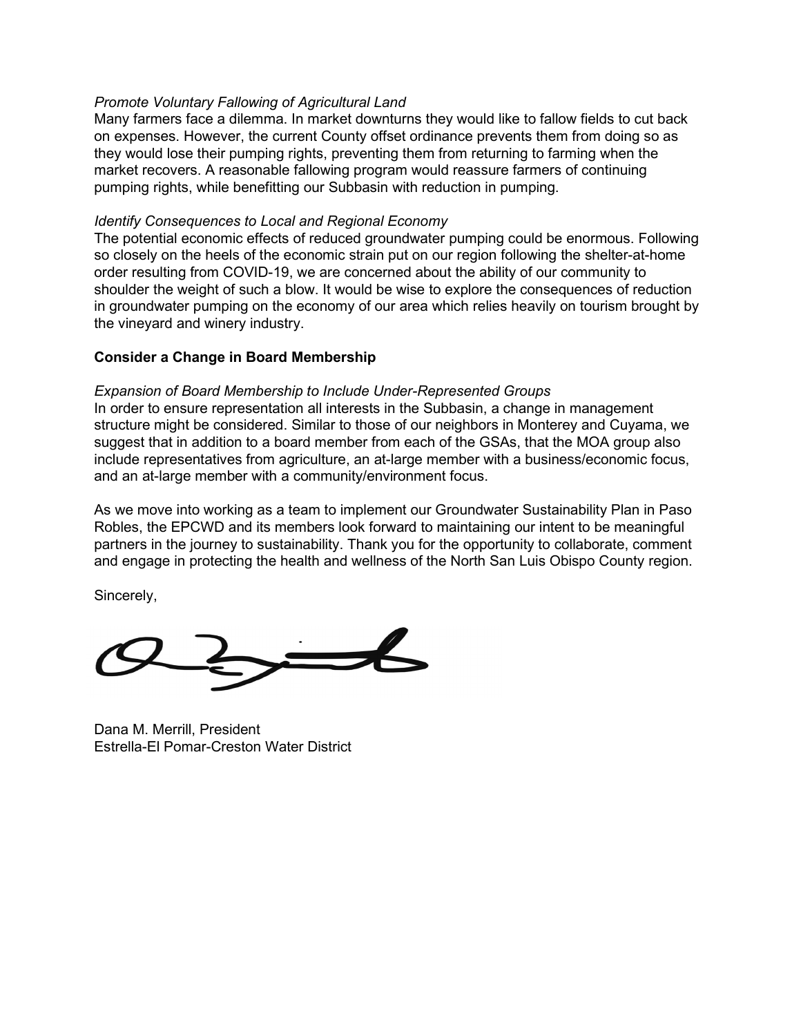*Promote Voluntary Fallowing of Agricultural Land*
Many farmers face a dilemma. In market downturns they would like to fallow fields to cut back on expenses. However, the current County offset ordinance prevents them from doing so as they would lose their pumping rights, preventing them from returning to farming when the market recovers. A reasonable fallowing program would reassure farmers of continuing pumping rights, while benefitting our Subbasin with reduction in pumping.

*Identify Consequences to Local and Regional Economy*
The potential economic effects of reduced groundwater pumping could be enormous. Following so closely on the heels of the economic strain put on our region following the shelter-at-home order resulting from COVID-19, we are concerned about the ability of our community to shoulder the weight of such a blow. It would be wise to explore the consequences of reduction in groundwater pumping on the economy of our area which relies heavily on tourism brought by the vineyard and winery industry.

**Consider a Change in Board Membership**

*Expansion of Board Membership to Include Under-Represented Groups*
In order to ensure representation all interests in the Subbasin, a change in management structure might be considered. Similar to those of our neighbors in Monterey and Cuyama, we suggest that in addition to a board member from each of the GSAs, that the MOA group also include representatives from agriculture, an at-large member with a business/economic focus, and an at-large member with a community/environment focus.

As we move into working as a team to implement our Groundwater Sustainability Plan in Paso Robles, the EPCWD and its members look forward to maintaining our intent to be meaningful partners in the journey to sustainability. Thank you for the opportunity to collaborate, comment and engage in protecting the health and wellness of the North San Luis Obispo County region.

Sincerely,

Dana M. Merrill, President
Estrella-El Pomar-Creston Water District